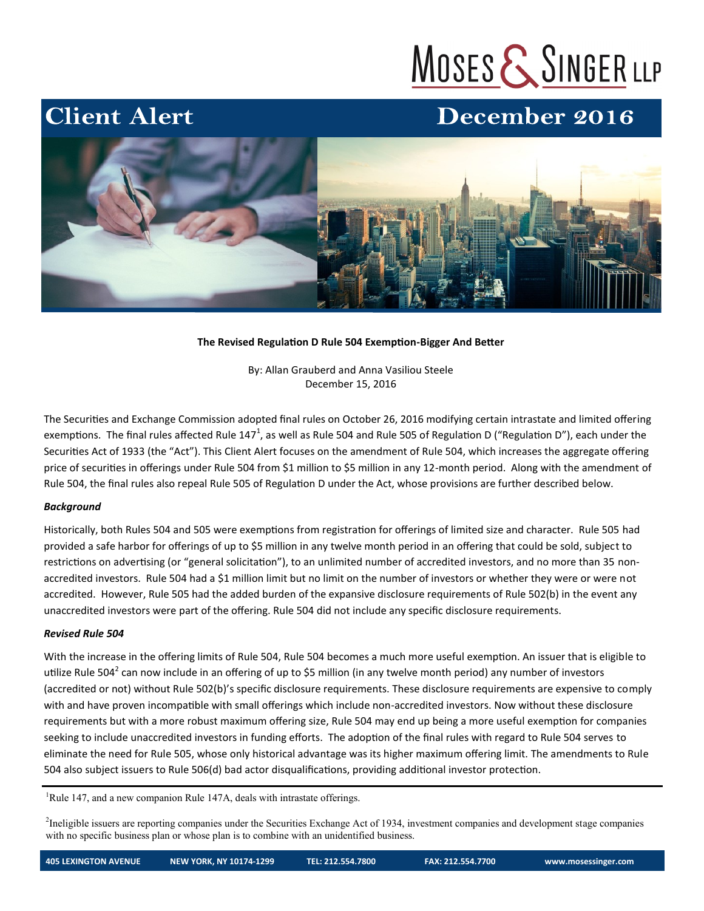Moses & Singer LLP

# Client Alert

December 2016

**The Revised Regulation D Rule 504 Exemption-Bigger And Better**

By: Allan Grauberd and Anna Vasiliou Steele
December 15, 2016

The Securities and Exchange Commission adopted final rules on October 26, 2016 modifying certain intrastate and limited offering exemptions. The final rules affected Rule 147[1], as well as Rule 504 and Rule 505 of Regulation D ("Regulation D"), each under the Securities Act of 1933 (the "Act"). This Client Alert focuses on the amendment of Rule 504, which increases the aggregate offering price of securities in offerings under Rule 504 from $1 million to $5 million in any 12-month period. Along with the amendment of Rule 504, the final rules also repeal Rule 505 of Regulation D under the Act, whose provisions are further described below.

### *Background*

Historically, both Rules 504 and 505 were exemptions from registration for offerings of limited size and character. Rule 505 had provided a safe harbor for offerings of up to $5 million in any twelve month period in an offering that could be sold, subject to restrictions on advertising (or "general solicitation"), to an unlimited number of accredited investors, and no more than 35 non-accredited investors. Rule 504 had a $1 million limit but no limit on the number of investors or whether they were or were not accredited. However, Rule 505 had the added burden of the expansive disclosure requirements of Rule 502(b) in the event any unaccredited investors were part of the offering. Rule 504 did not include any specific disclosure requirements.

### *Revised Rule 504*

With the increase in the offering limits of Rule 504, Rule 504 becomes a much more useful exemption. An issuer that is eligible to utilize Rule 504[2] can now include in an offering of up to $5 million (in any twelve month period) any number of investors (accredited or not) without Rule 502(b)'s specific disclosure requirements. These disclosure requirements are expensive to comply with and have proven incompatible with small offerings which include non-accredited investors. Now without these disclosure requirements but with a more robust maximum offering size, Rule 504 may end up being a more useful exemption for companies seeking to include unaccredited investors in funding efforts. The adoption of the final rules with regard to Rule 504 serves to eliminate the need for Rule 505, whose only historical advantage was its higher maximum offering limit. The amendments to Rule 504 also subject issuers to Rule 506(d) bad actor disqualifications, providing additional investor protection.

---

[1] Rule 147, and a new companion Rule 147A, deals with intrastate offerings.

[2] Ineligible issuers are reporting companies under the Securities Exchange Act of 1934, investment companies and development stage companies with no specific business plan or whose plan is to combine with an unidentified business.

405 LEXINGTON AVENUE | NEW YORK, NY 10174-1299 | TEL: 212.554.7800 | FAX: 212.554.7700 | www.mosessinger.com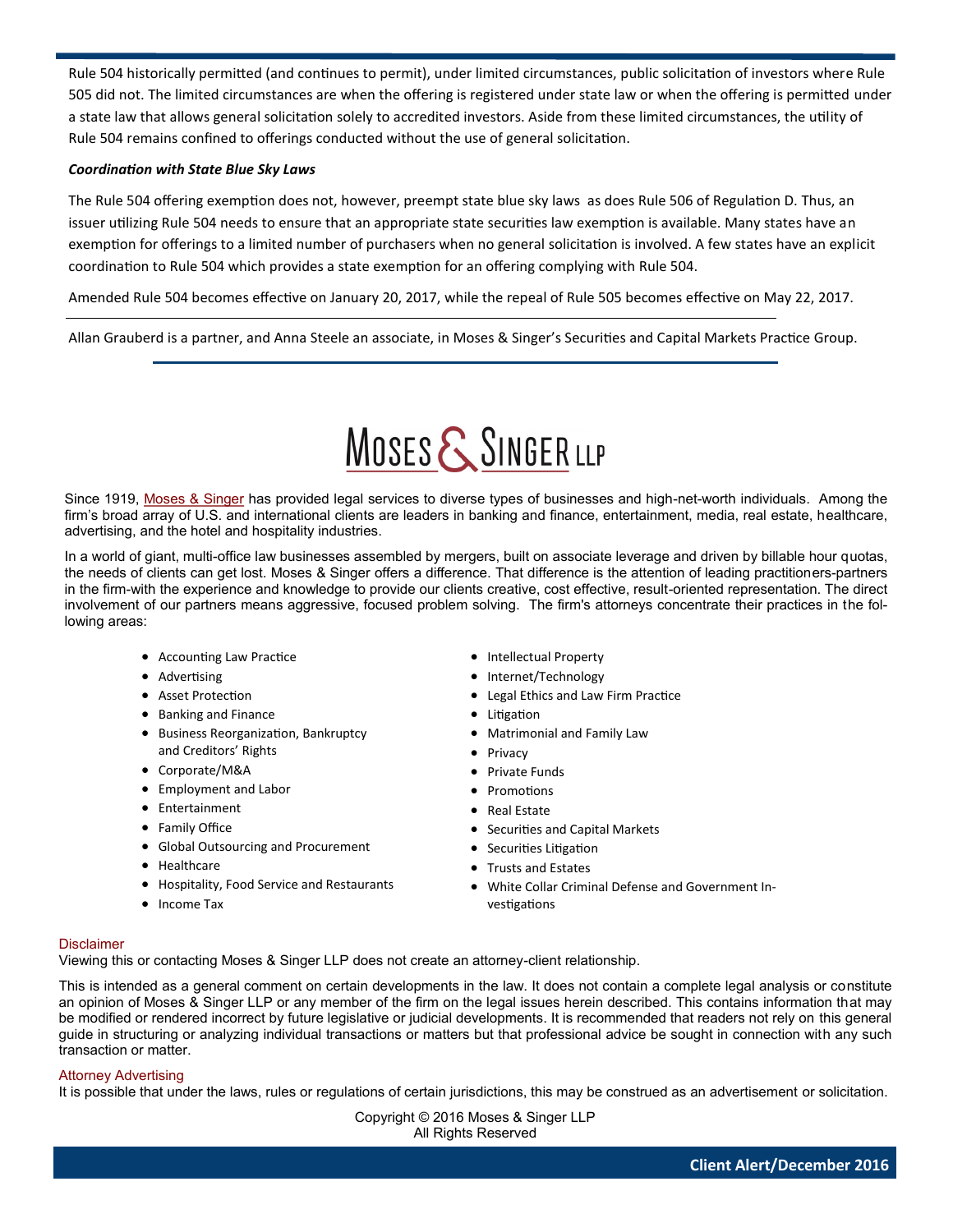Rule 504 historically permitted (and continues to permit), under limited circumstances, public solicitation of investors where Rule 505 did not. The limited circumstances are when the offering is registered under state law or when the offering is permitted under a state law that allows general solicitation solely to accredited investors. Aside from these limited circumstances, the utility of Rule 504 remains confined to offerings conducted without the use of general solicitation.

***Coordination with State Blue Sky Laws***

The Rule 504 offering exemption does not, however, preempt state blue sky laws as does Rule 506 of Regulation D. Thus, an issuer utilizing Rule 504 needs to ensure that an appropriate state securities law exemption is available. Many states have an exemption for offerings to a limited number of purchasers when no general solicitation is involved. A few states have an explicit coordination to Rule 504 which provides a state exemption for an offering complying with Rule 504.

Amended Rule 504 becomes effective on January 20, 2017, while the repeal of Rule 505 becomes effective on May 22, 2017.

---

Allan Grauberd is a partner, and Anna Steele an associate, in Moses & Singer's Securities and Capital Markets Practice Group.

---

# MOSES & SINGER LLP

Since 1919, Moses & Singer has provided legal services to diverse types of businesses and high-net-worth individuals. Among the firm's broad array of U.S. and international clients are leaders in banking and finance, entertainment, media, real estate, healthcare, advertising, and the hotel and hospitality industries.

In a world of giant, multi-office law businesses assembled by mergers, built on associate leverage and driven by billable hour quotas, the needs of clients can get lost. Moses & Singer offers a difference. That difference is the attention of leading practitioners-partners in the firm-with the experience and knowledge to provide our clients creative, cost effective, result-oriented representation. The direct involvement of our partners means aggressive, focused problem solving. The firm's attorneys concentrate their practices in the following areas:

- Accounting Law Practice
- Advertising
- Asset Protection
- Banking and Finance
- Business Reorganization, Bankruptcy and Creditors' Rights
- Corporate/M&A
- Employment and Labor
- Entertainment
- Family Office
- Global Outsourcing and Procurement
- Healthcare
- Hospitality, Food Service and Restaurants
- Income Tax
- Intellectual Property
- Internet/Technology
- Legal Ethics and Law Firm Practice
- Litigation
- Matrimonial and Family Law
- Privacy
- Private Funds
- Promotions
- Real Estate
- Securities and Capital Markets
- Securities Litigation
- Trusts and Estates
- White Collar Criminal Defense and Government Investigations

Disclaimer

Viewing this or contacting Moses & Singer LLP does not create an attorney-client relationship.

This is intended as a general comment on certain developments in the law. It does not contain a complete legal analysis or constitute an opinion of Moses & Singer LLP or any member of the firm on the legal issues herein described. This contains information that may be modified or rendered incorrect by future legislative or judicial developments. It is recommended that readers not rely on this general guide in structuring or analyzing individual transactions or matters but that professional advice be sought in connection with any such transaction or matter.

Attorney Advertising

It is possible that under the laws, rules or regulations of certain jurisdictions, this may be construed as an advertisement or solicitation.

Copyright © 2016 Moses & Singer LLP
All Rights Reserved